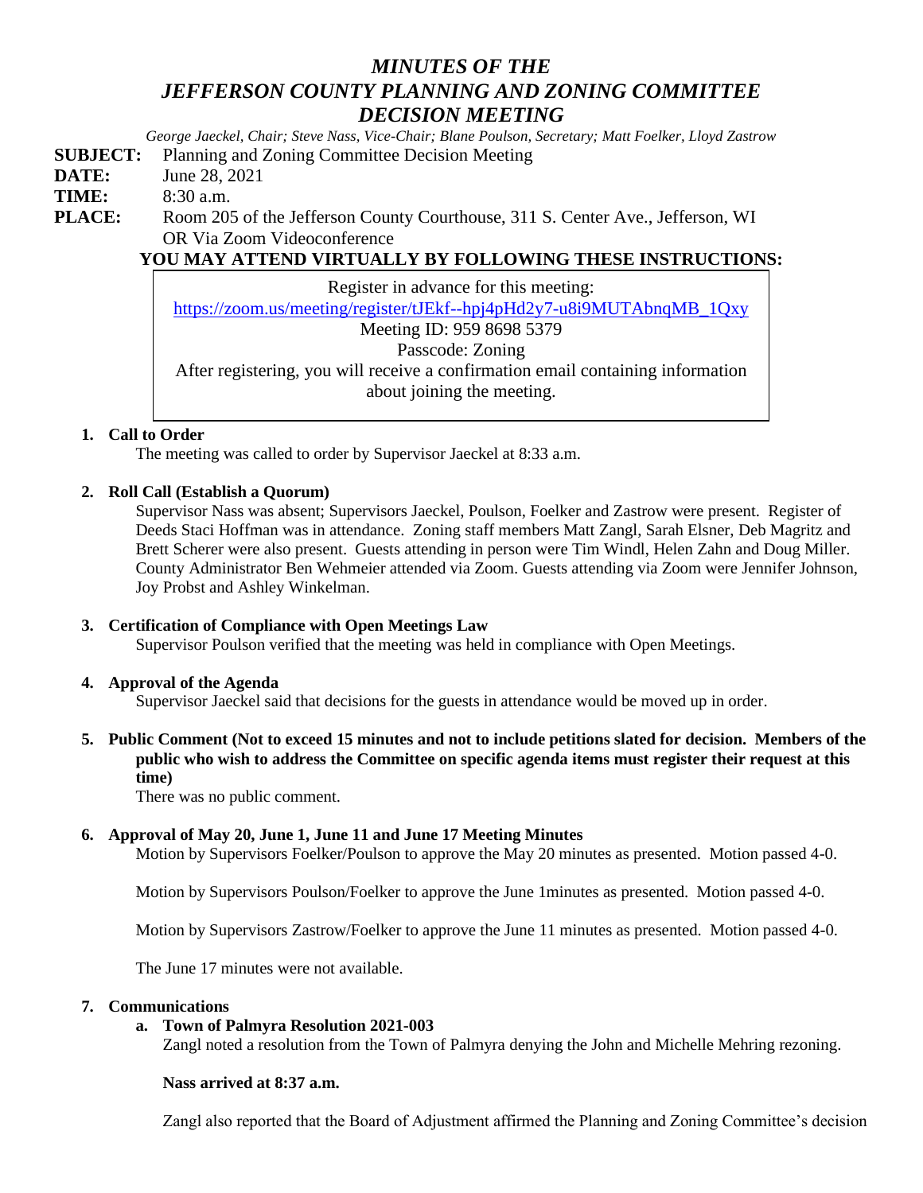# *MINUTES OF THE JEFFERSON COUNTY PLANNING AND ZONING COMMITTEE DECISION MEETING*

*George Jaeckel, Chair; Steve Nass, Vice-Chair; Blane Poulson, Secretary; Matt Foelker, Lloyd Zastrow*

**SUBJECT:** Planning and Zoning Committee Decision Meeting
**DATE:** June 28, 2021
**TIME:** 8:30 a.m.
**PLACE:** Room 205 of the Jefferson County Courthouse, 311 S. Center Ave., Jefferson, WI OR Via Zoom Videoconference

**YOU MAY ATTEND VIRTUALLY BY FOLLOWING THESE INSTRUCTIONS:**

Register in advance for this meeting:
https://zoom.us/meeting/register/tJEkf--hpj4pHd2y7-u8i9MUTAbnqMB_1Qxy
Meeting ID: 959 8698 5379
Passcode: Zoning
After registering, you will receive a confirmation email containing information about joining the meeting.

1. **Call to Order**

   The meeting was called to order by Supervisor Jaeckel at 8:33 a.m.

2. **Roll Call (Establish a Quorum)**

   Supervisor Nass was absent; Supervisors Jaeckel, Poulson, Foelker and Zastrow were present. Register of Deeds Staci Hoffman was in attendance. Zoning staff members Matt Zangl, Sarah Elsner, Deb Magritz and Brett Scherer were also present. Guests attending in person were Tim Windl, Helen Zahn and Doug Miller. County Administrator Ben Wehmeier attended via Zoom. Guests attending via Zoom were Jennifer Johnson, Joy Probst and Ashley Winkelman.

3. **Certification of Compliance with Open Meetings Law**

   Supervisor Poulson verified that the meeting was held in compliance with Open Meetings.

4. **Approval of the Agenda**

   Supervisor Jaeckel said that decisions for the guests in attendance would be moved up in order.

5. **Public Comment (Not to exceed 15 minutes and not to include petitions slated for decision. Members of the public who wish to address the Committee on specific agenda items must register their request at this time)**

   There was no public comment.

6. **Approval of May 20, June 1, June 11 and June 17 Meeting Minutes**

   Motion by Supervisors Foelker/Poulson to approve the May 20 minutes as presented. Motion passed 4-0.

   Motion by Supervisors Poulson/Foelker to approve the June 1minutes as presented. Motion passed 4-0.

   Motion by Supervisors Zastrow/Foelker to approve the June 11 minutes as presented. Motion passed 4-0.

   The June 17 minutes were not available.

7. **Communications**

   a. **Town of Palmyra Resolution 2021-003**

      Zangl noted a resolution from the Town of Palmyra denying the John and Michelle Mehring rezoning.

      **Nass arrived at 8:37 a.m.**

      Zangl also reported that the Board of Adjustment affirmed the Planning and Zoning Committee's decision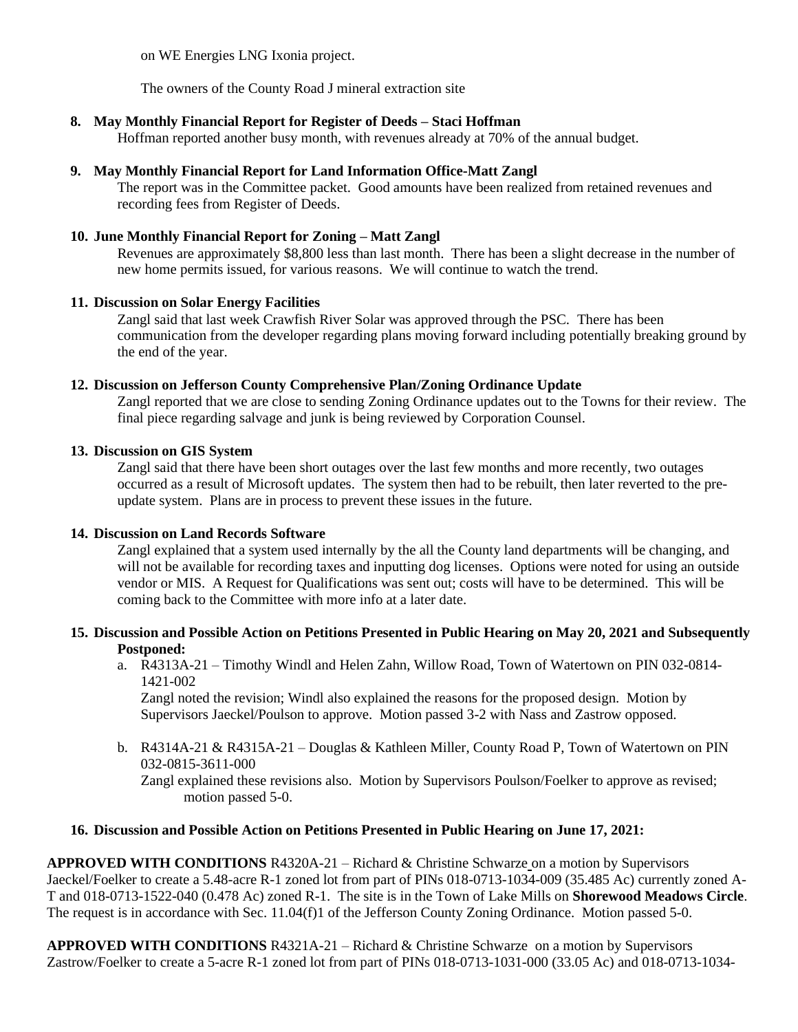on WE Energies LNG Ixonia project.

The owners of the County Road J mineral extraction site

**8. May Monthly Financial Report for Register of Deeds – Staci Hoffman**

Hoffman reported another busy month, with revenues already at 70% of the annual budget.

**9. May Monthly Financial Report for Land Information Office-Matt Zangl**

The report was in the Committee packet. Good amounts have been realized from retained revenues and recording fees from Register of Deeds.

**10. June Monthly Financial Report for Zoning – Matt Zangl**

Revenues are approximately $8,800 less than last month. There has been a slight decrease in the number of new home permits issued, for various reasons. We will continue to watch the trend.

**11. Discussion on Solar Energy Facilities**

Zangl said that last week Crawfish River Solar was approved through the PSC. There has been communication from the developer regarding plans moving forward including potentially breaking ground by the end of the year.

**12. Discussion on Jefferson County Comprehensive Plan/Zoning Ordinance Update**

Zangl reported that we are close to sending Zoning Ordinance updates out to the Towns for their review. The final piece regarding salvage and junk is being reviewed by Corporation Counsel.

**13. Discussion on GIS System**

Zangl said that there have been short outages over the last few months and more recently, two outages occurred as a result of Microsoft updates. The system then had to be rebuilt, then later reverted to the pre-update system. Plans are in process to prevent these issues in the future.

**14. Discussion on Land Records Software**

Zangl explained that a system used internally by the all the County land departments will be changing, and will not be available for recording taxes and inputting dog licenses. Options were noted for using an outside vendor or MIS. A Request for Qualifications was sent out; costs will have to be determined. This will be coming back to the Committee with more info at a later date.

**15. Discussion and Possible Action on Petitions Presented in Public Hearing on May 20, 2021 and Subsequently Postponed:**

a. R4313A-21 – Timothy Windl and Helen Zahn, Willow Road, Town of Watertown on PIN 032-0814-1421-002
Zangl noted the revision; Windl also explained the reasons for the proposed design. Motion by Supervisors Jaeckel/Poulson to approve. Motion passed 3-2 with Nass and Zastrow opposed.

b. R4314A-21 & R4315A-21 – Douglas & Kathleen Miller, County Road P, Town of Watertown on PIN 032-0815-3611-000
Zangl explained these revisions also. Motion by Supervisors Poulson/Foelker to approve as revised; motion passed 5-0.

**16. Discussion and Possible Action on Petitions Presented in Public Hearing on June 17, 2021:**

**APPROVED WITH CONDITIONS** R4320A-21 – Richard & Christine Schwarze on a motion by Supervisors Jaeckel/Foelker to create a 5.48-acre R-1 zoned lot from part of PINs 018-0713-1034-009 (35.485 Ac) currently zoned A-T and 018-0713-1522-040 (0.478 Ac) zoned R-1. The site is in the Town of Lake Mills on **Shorewood Meadows Circle**. The request is in accordance with Sec. 11.04(f)1 of the Jefferson County Zoning Ordinance. Motion passed 5-0.

**APPROVED WITH CONDITIONS** R4321A-21 – Richard & Christine Schwarze on a motion by Supervisors Zastrow/Foelker to create a 5-acre R-1 zoned lot from part of PINs 018-0713-1031-000 (33.05 Ac) and 018-0713-1034-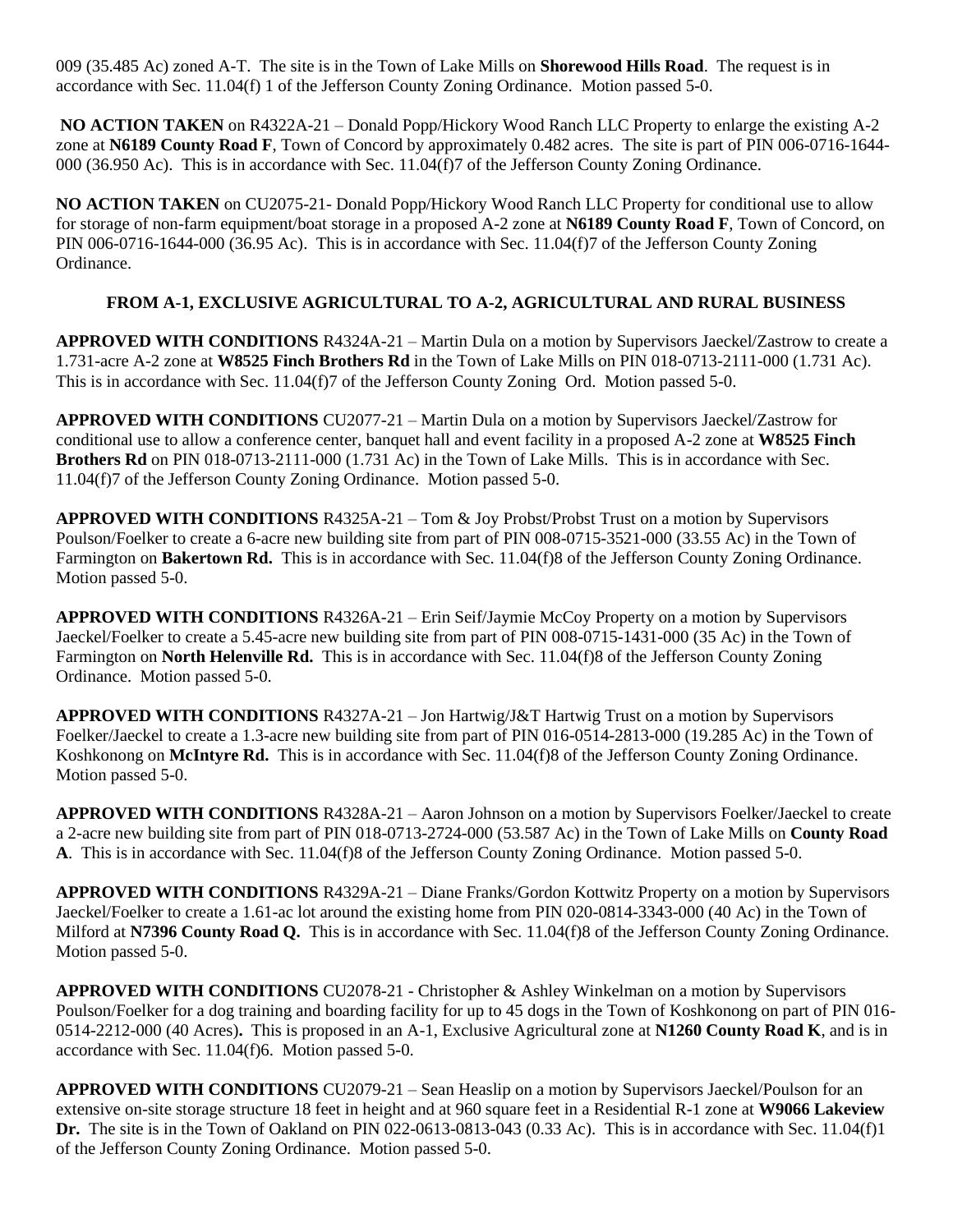009 (35.485 Ac) zoned A-T. The site is in the Town of Lake Mills on **Shorewood Hills Road**. The request is in accordance with Sec. 11.04(f) 1 of the Jefferson County Zoning Ordinance. Motion passed 5-0.

**NO ACTION TAKEN** on R4322A-21 – Donald Popp/Hickory Wood Ranch LLC Property to enlarge the existing A-2 zone at **N6189 County Road F**, Town of Concord by approximately 0.482 acres. The site is part of PIN 006-0716-1644-000 (36.950 Ac). This is in accordance with Sec. 11.04(f)7 of the Jefferson County Zoning Ordinance.

**NO ACTION TAKEN** on CU2075-21- Donald Popp/Hickory Wood Ranch LLC Property for conditional use to allow for storage of non-farm equipment/boat storage in a proposed A-2 zone at **N6189 County Road F**, Town of Concord, on PIN 006-0716-1644-000 (36.95 Ac). This is in accordance with Sec. 11.04(f)7 of the Jefferson County Zoning Ordinance.

**FROM A-1, EXCLUSIVE AGRICULTURAL TO A-2, AGRICULTURAL AND RURAL BUSINESS**

**APPROVED WITH CONDITIONS** R4324A-21 – Martin Dula on a motion by Supervisors Jaeckel/Zastrow to create a 1.731-acre A-2 zone at **W8525 Finch Brothers Rd** in the Town of Lake Mills on PIN 018-0713-2111-000 (1.731 Ac). This is in accordance with Sec. 11.04(f)7 of the Jefferson County Zoning Ord. Motion passed 5-0.

**APPROVED WITH CONDITIONS** CU2077-21 – Martin Dula on a motion by Supervisors Jaeckel/Zastrow for conditional use to allow a conference center, banquet hall and event facility in a proposed A-2 zone at **W8525 Finch Brothers Rd** on PIN 018-0713-2111-000 (1.731 Ac) in the Town of Lake Mills. This is in accordance with Sec. 11.04(f)7 of the Jefferson County Zoning Ordinance. Motion passed 5-0.

**APPROVED WITH CONDITIONS** R4325A-21 – Tom & Joy Probst/Probst Trust on a motion by Supervisors Poulson/Foelker to create a 6-acre new building site from part of PIN 008-0715-3521-000 (33.55 Ac) in the Town of Farmington on **Bakertown Rd.** This is in accordance with Sec. 11.04(f)8 of the Jefferson County Zoning Ordinance. Motion passed 5-0.

**APPROVED WITH CONDITIONS** R4326A-21 – Erin Seif/Jaymie McCoy Property on a motion by Supervisors Jaeckel/Foelker to create a 5.45-acre new building site from part of PIN 008-0715-1431-000 (35 Ac) in the Town of Farmington on **North Helenville Rd.** This is in accordance with Sec. 11.04(f)8 of the Jefferson County Zoning Ordinance. Motion passed 5-0.

**APPROVED WITH CONDITIONS** R4327A-21 – Jon Hartwig/J&T Hartwig Trust on a motion by Supervisors Foelker/Jaeckel to create a 1.3-acre new building site from part of PIN 016-0514-2813-000 (19.285 Ac) in the Town of Koshkonong on **McIntyre Rd.** This is in accordance with Sec. 11.04(f)8 of the Jefferson County Zoning Ordinance. Motion passed 5-0.

**APPROVED WITH CONDITIONS** R4328A-21 – Aaron Johnson on a motion by Supervisors Foelker/Jaeckel to create a 2-acre new building site from part of PIN 018-0713-2724-000 (53.587 Ac) in the Town of Lake Mills on **County Road A**. This is in accordance with Sec. 11.04(f)8 of the Jefferson County Zoning Ordinance. Motion passed 5-0.

**APPROVED WITH CONDITIONS** R4329A-21 – Diane Franks/Gordon Kottwitz Property on a motion by Supervisors Jaeckel/Foelker to create a 1.61-ac lot around the existing home from PIN 020-0814-3343-000 (40 Ac) in the Town of Milford at **N7396 County Road Q.** This is in accordance with Sec. 11.04(f)8 of the Jefferson County Zoning Ordinance. Motion passed 5-0.

**APPROVED WITH CONDITIONS** CU2078-21 - Christopher & Ashley Winkelman on a motion by Supervisors Poulson/Foelker for a dog training and boarding facility for up to 45 dogs in the Town of Koshkonong on part of PIN 016-0514-2212-000 (40 Acres)**.** This is proposed in an A-1, Exclusive Agricultural zone at **N1260 County Road K**, and is in accordance with Sec. 11.04(f)6. Motion passed 5-0.

**APPROVED WITH CONDITIONS** CU2079-21 – Sean Heaslip on a motion by Supervisors Jaeckel/Poulson for an extensive on-site storage structure 18 feet in height and at 960 square feet in a Residential R-1 zone at **W9066 Lakeview Dr.** The site is in the Town of Oakland on PIN 022-0613-0813-043 (0.33 Ac). This is in accordance with Sec. 11.04(f)1 of the Jefferson County Zoning Ordinance. Motion passed 5-0.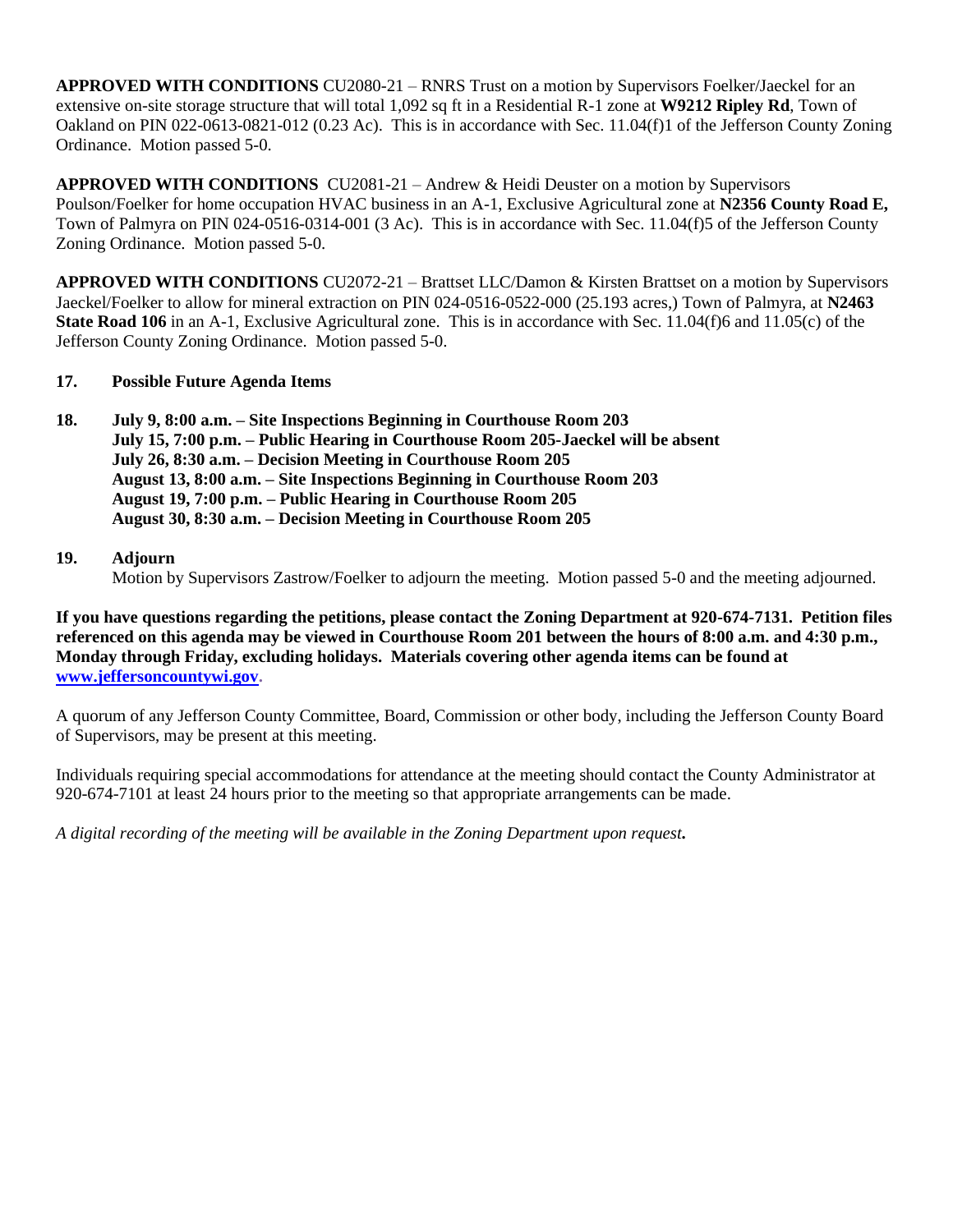**APPROVED WITH CONDITIONS** CU2080-21 – RNRS Trust on a motion by Supervisors Foelker/Jaeckel for an extensive on-site storage structure that will total 1,092 sq ft in a Residential R-1 zone at **W9212 Ripley Rd**, Town of Oakland on PIN 022-0613-0821-012 (0.23 Ac). This is in accordance with Sec. 11.04(f)1 of the Jefferson County Zoning Ordinance. Motion passed 5-0.

**APPROVED WITH CONDITIONS** CU2081-21 – Andrew & Heidi Deuster on a motion by Supervisors Poulson/Foelker for home occupation HVAC business in an A-1, Exclusive Agricultural zone at **N2356 County Road E,** Town of Palmyra on PIN 024-0516-0314-001 (3 Ac). This is in accordance with Sec. 11.04(f)5 of the Jefferson County Zoning Ordinance. Motion passed 5-0.

**APPROVED WITH CONDITIONS** CU2072-21 – Brattset LLC/Damon & Kirsten Brattset on a motion by Supervisors Jaeckel/Foelker to allow for mineral extraction on PIN 024-0516-0522-000 (25.193 acres,) Town of Palmyra, at **N2463 State Road 106** in an A-1, Exclusive Agricultural zone. This is in accordance with Sec. 11.04(f)6 and 11.05(c) of the Jefferson County Zoning Ordinance. Motion passed 5-0.

**17. Possible Future Agenda Items**

**18. July 9, 8:00 a.m. – Site Inspections Beginning in Courthouse Room 203**
**July 15, 7:00 p.m. – Public Hearing in Courthouse Room 205-Jaeckel will be absent**
**July 26, 8:30 a.m. – Decision Meeting in Courthouse Room 205**
**August 13, 8:00 a.m. – Site Inspections Beginning in Courthouse Room 203**
**August 19, 7:00 p.m. – Public Hearing in Courthouse Room 205**
**August 30, 8:30 a.m. – Decision Meeting in Courthouse Room 205**

**19. Adjourn**
Motion by Supervisors Zastrow/Foelker to adjourn the meeting. Motion passed 5-0 and the meeting adjourned.

**If you have questions regarding the petitions, please contact the Zoning Department at 920-674-7131. Petition files referenced on this agenda may be viewed in Courthouse Room 201 between the hours of 8:00 a.m. and 4:30 p.m., Monday through Friday, excluding holidays. Materials covering other agenda items can be found at www.jeffersoncountywi.gov.**

A quorum of any Jefferson County Committee, Board, Commission or other body, including the Jefferson County Board of Supervisors, may be present at this meeting.

Individuals requiring special accommodations for attendance at the meeting should contact the County Administrator at 920-674-7101 at least 24 hours prior to the meeting so that appropriate arrangements can be made.

*A digital recording of the meeting will be available in the Zoning Department upon request.*